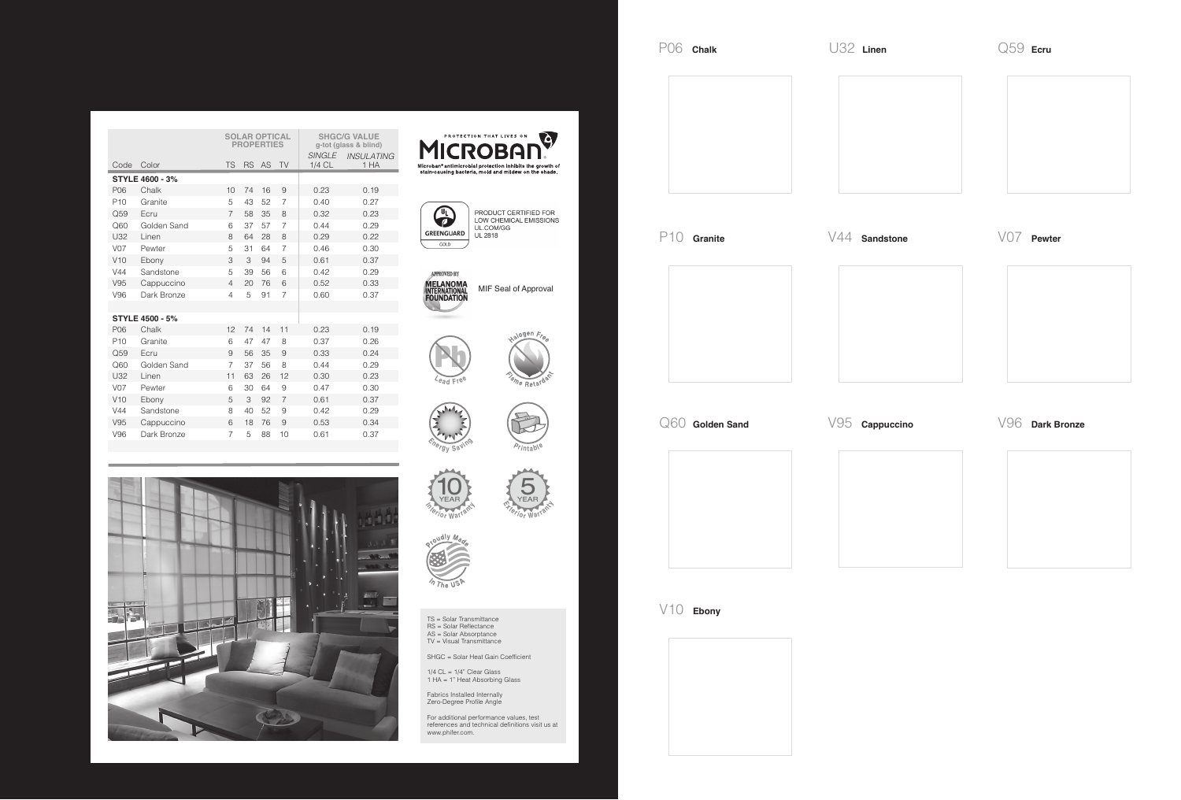| Code | Color | SOLAR OPTICAL PROPERTIES | | | | SHGC/G VALUE g-tot (glass & blind) | |
|---|---|---|---|---|---|---|---|
| | | TS | RS | AS | TV | SINGLE 1/4 CL | INSULATING 1 HA |
| **STYLE 4600 - 3%** | | | | | | | |
| P06 | Chalk | 10 | 74 | 16 | 9 | 0.23 | 0.19 |
| P10 | Granite | 5 | 43 | 52 | 7 | 0.40 | 0.27 |
| Q59 | Ecru | 7 | 58 | 35 | 8 | 0.32 | 0.23 |
| Q60 | Golden Sand | 6 | 37 | 57 | 7 | 0.44 | 0.29 |
| U32 | Linen | 8 | 64 | 28 | 8 | 0.29 | 0.22 |
| V07 | Pewter | 5 | 31 | 64 | 7 | 0.46 | 0.30 |
| V10 | Ebony | 3 | 3 | 94 | 5 | 0.61 | 0.37 |
| V44 | Sandstone | 5 | 39 | 56 | 6 | 0.42 | 0.29 |
| V95 | Cappuccino | 4 | 20 | 76 | 6 | 0.52 | 0.33 |
| V96 | Dark Bronze | 4 | 5 | 91 | 7 | 0.60 | 0.37 |
| **STYLE 4500 - 5%** | | | | | | | |
| P06 | Chalk | 12 | 74 | 14 | 11 | 0.23 | 0.19 |
| P10 | Granite | 6 | 47 | 47 | 8 | 0.37 | 0.26 |
| Q59 | Ecru | 9 | 56 | 35 | 9 | 0.33 | 0.24 |
| Q60 | Golden Sand | 7 | 37 | 56 | 8 | 0.44 | 0.29 |
| U32 | Linen | 11 | 63 | 26 | 12 | 0.30 | 0.23 |
| V07 | Pewter | 6 | 30 | 64 | 9 | 0.47 | 0.30 |
| V10 | Ebony | 5 | 3 | 92 | 7 | 0.61 | 0.37 |
| V44 | Sandstone | 8 | 40 | 52 | 9 | 0.42 | 0.29 |
| V95 | Cappuccino | 6 | 18 | 76 | 9 | 0.53 | 0.34 |
| V96 | Dark Bronze | 7 | 5 | 88 | 10 | 0.61 | 0.37 |

PROTECTION THAT LIVES ON
MICROBAN®
Microban® antimicrobial protection inhibits the growth of stain-causing bacteria, mold and mildew on the shade.

UL GREENGUARD GOLD
PRODUCT CERTIFIED FOR LOW CHEMICAL EMISSIONS
UL.COM/GG
UL 2818

APPROVED BY MELANOMA INTERNATIONAL FOUNDATION
MIF Seal of Approval

Lead Free

Halogen Free Flame Retardant

Energy Saving

Printable

10 YEAR Interior Warranty

5 YEAR Exterior Warranty

Proudly Made In The USA

TS = Solar Transmittance
RS = Solar Reflectance
AS = Solar Absorptance
TV = Visual Transmittance

SHGC = Solar Heat Gain Coefficient

1/4 CL = 1/4" Clear Glass
1 HA = 1" Heat Absorbing Glass

Fabrics Installed Internally
Zero-Degree Profile Angle

For additional performance values, test references and technical definitions visit us at www.phifer.com.

P06 **Chalk**

U32 **Linen**

Q59 **Ecru**

P10 **Granite**

V44 **Sandstone**

V07 **Pewter**

Q60 **Golden Sand**

V95 **Cappuccino**

V96 **Dark Bronze**

V10 **Ebony**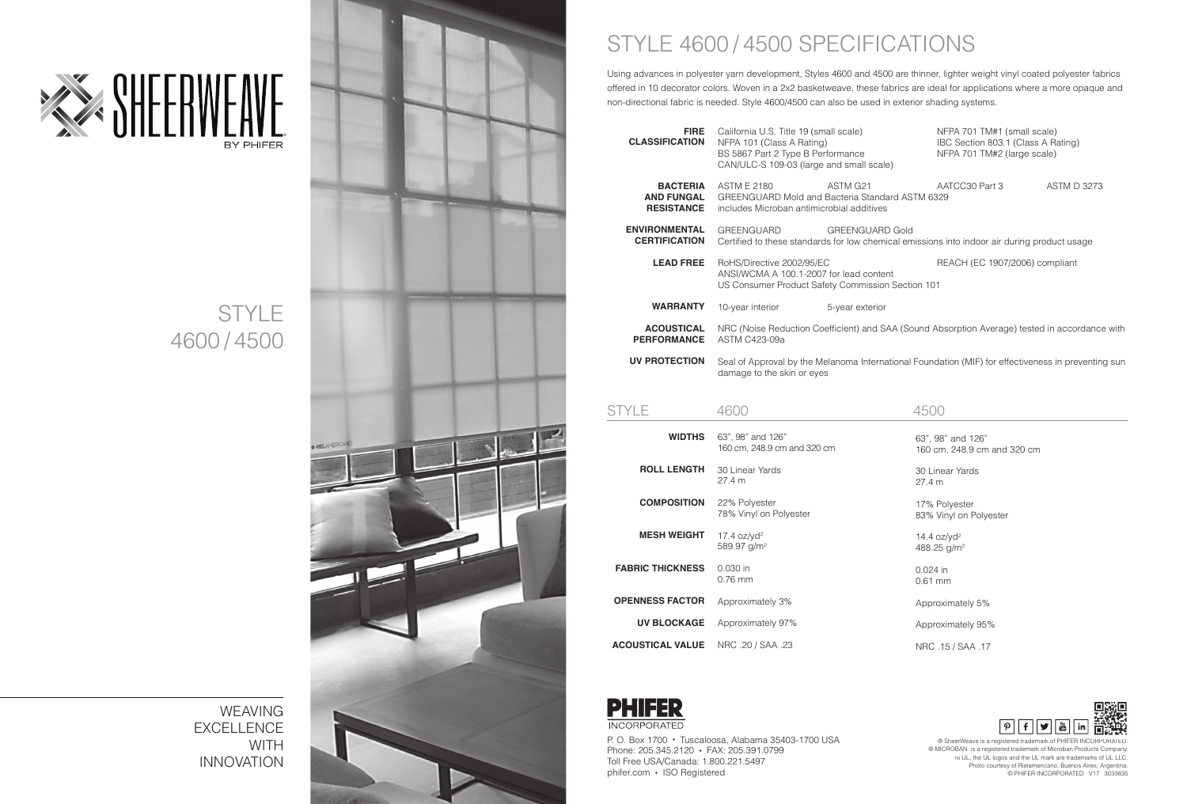SHEERWEAVE® BY PHIFER

STYLE 4600 / 4500

WEAVING EXCELLENCE WITH INNOVATION

# STYLE 4600 / 4500 SPECIFICATIONS

Using advances in polyester yarn development, Styles 4600 and 4500 are thinner, lighter weight vinyl coated polyester fabrics offered in 10 decorator colors. Woven in a 2x2 basketweave, these fabrics are ideal for applications where a more opaque and non-directional fabric is needed. Style 4600/4500 can also be used in exterior shading systems.

**FIRE CLASSIFICATION**
California U.S. Title 19 (small scale)
NFPA 101 (Class A Rating)
BS 5867 Part 2 Type B Performance
CAN/ULC-S 109-03 (large and small scale)
NFPA 701 TM#1 (small scale)
IBC Section 803.1 (Class A Rating)
NFPA 701 TM#2 (large scale)

**BACTERIA AND FUNGAL RESISTANCE**
ASTM E 2180  ASTM G21  AATCC30 Part 3  ASTM D 3273
GREENGUARD Mold and Bacteria Standard ASTM 6329
includes Microban antimicrobial additives

**ENVIRONMENTAL CERTIFICATION**
GREENGUARD  GREENGUARD Gold
Certified to these standards for low chemical emissions into indoor air during product usage

**LEAD FREE**
RoHS/Directive 2002/95/EC
ANSI/WCMA A 100.1-2007 for lead content
US Consumer Product Safety Commission Section 101
REACH (EC 1907/2006) compliant

**WARRANTY**
10-year interior  5-year exterior

**ACOUSTICAL PERFORMANCE**
NRC (Noise Reduction Coefficient) and SAA (Sound Absorption Average) tested in accordance with ASTM C423-09a

**UV PROTECTION**
Seal of Approval by the Melanoma International Foundation (MIF) for effectiveness in preventing sun damage to the skin or eyes

| STYLE | 4600 | 4500 |
|---|---|---|
| **WIDTHS** | 63", 98" and 126"<br>160 cm, 248.9 cm and 320 cm | 63", 98" and 126"<br>160 cm, 248.9 cm and 320 cm |
| **ROLL LENGTH** | 30 Linear Yards<br>27.4 m | 30 Linear Yards<br>27.4 m |
| **COMPOSITION** | 22% Polyester<br>78% Vinyl on Polyester | 17% Polyester<br>83% Vinyl on Polyester |
| **MESH WEIGHT** | 17.4 $oz/yd^2$<br>589.97 $g/m^2$ | 14.4 $oz/yd^2$<br>488.25 $g/m^2$ |
| **FABRIC THICKNESS** | 0.030 in<br>0.76 mm | 0.024 in<br>0.61 mm |
| **OPENNESS FACTOR** | Approximately 3% | Approximately 5% |
| **UV BLOCKAGE** | Approximately 97% | Approximately 95% |
| **ACOUSTICAL VALUE** | NRC .20 / SAA .23 | NRC .15 / SAA .17 |

PHIFER INCORPORATED

P. O. Box 1700 • Tuscaloosa, Alabama 35403-1700 USA
Phone: 205.345.2120 • FAX: 205.391.0799
Toll Free USA/Canada: 1.800.221.5497
phifer.com • ISO Registered

® SheerWeave is a registered trademark of PHIFER INCORPORATED.
® MICROBAN is a registered trademark of Microban Products Company.
TM UL, the UL logos and the UL mark are trademarks of UL LLC.
Photo courtesy of Rielamericano, Buenos Aires, Argentina.
© PHIFER INCORPORATED V17 3033835